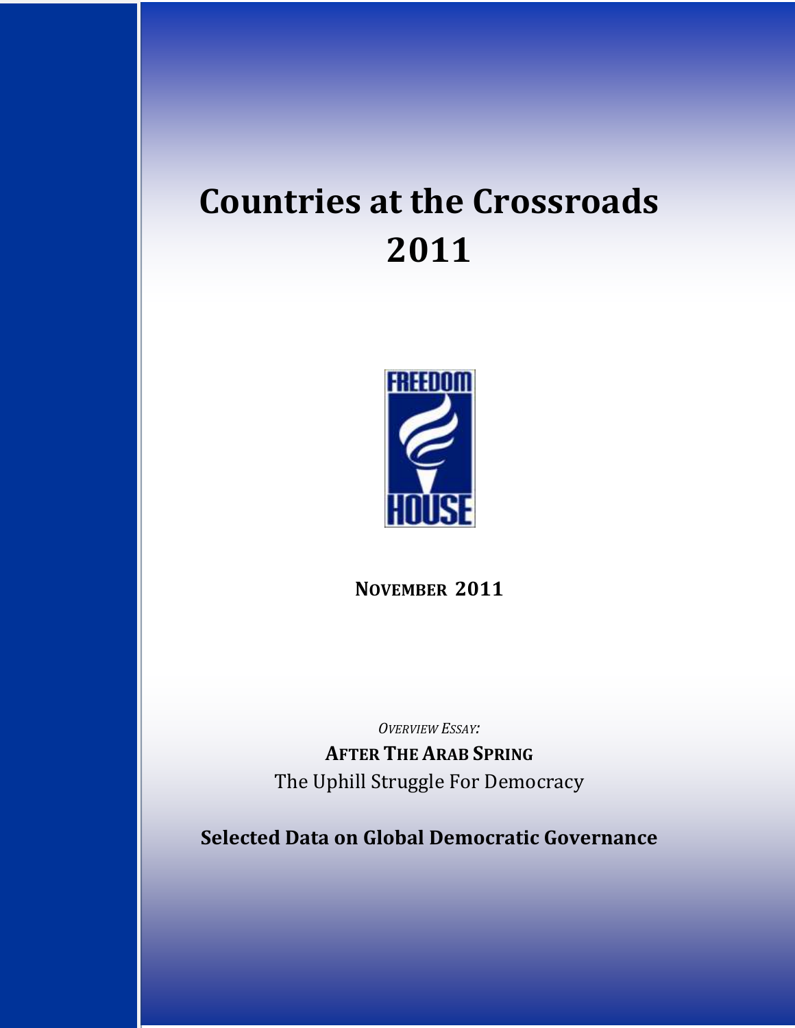# Countries at the Crossroads 2011

FREEDOM HOUSE

**NOVEMBER 2011**

*OVERVIEW ESSAY:*

**AFTER THE ARAB SPRING**

The Uphill Struggle For Democracy

**Selected Data on Global Democratic Governance**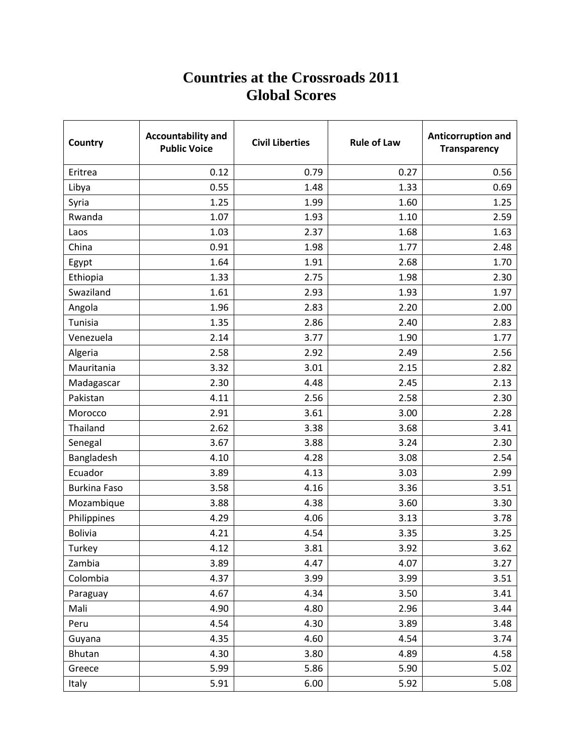# Countries at the Crossroads 2011
# Global Scores

| Country | Accountability and Public Voice | Civil Liberties | Rule of Law | Anticorruption and Transparency |
|---|---|---|---|---|
| Eritrea | 0.12 | 0.79 | 0.27 | 0.56 |
| Libya | 0.55 | 1.48 | 1.33 | 0.69 |
| Syria | 1.25 | 1.99 | 1.60 | 1.25 |
| Rwanda | 1.07 | 1.93 | 1.10 | 2.59 |
| Laos | 1.03 | 2.37 | 1.68 | 1.63 |
| China | 0.91 | 1.98 | 1.77 | 2.48 |
| Egypt | 1.64 | 1.91 | 2.68 | 1.70 |
| Ethiopia | 1.33 | 2.75 | 1.98 | 2.30 |
| Swaziland | 1.61 | 2.93 | 1.93 | 1.97 |
| Angola | 1.96 | 2.83 | 2.20 | 2.00 |
| Tunisia | 1.35 | 2.86 | 2.40 | 2.83 |
| Venezuela | 2.14 | 3.77 | 1.90 | 1.77 |
| Algeria | 2.58 | 2.92 | 2.49 | 2.56 |
| Mauritania | 3.32 | 3.01 | 2.15 | 2.82 |
| Madagascar | 2.30 | 4.48 | 2.45 | 2.13 |
| Pakistan | 4.11 | 2.56 | 2.58 | 2.30 |
| Morocco | 2.91 | 3.61 | 3.00 | 2.28 |
| Thailand | 2.62 | 3.38 | 3.68 | 3.41 |
| Senegal | 3.67 | 3.88 | 3.24 | 2.30 |
| Bangladesh | 4.10 | 4.28 | 3.08 | 2.54 |
| Ecuador | 3.89 | 4.13 | 3.03 | 2.99 |
| Burkina Faso | 3.58 | 4.16 | 3.36 | 3.51 |
| Mozambique | 3.88 | 4.38 | 3.60 | 3.30 |
| Philippines | 4.29 | 4.06 | 3.13 | 3.78 |
| Bolivia | 4.21 | 4.54 | 3.35 | 3.25 |
| Turkey | 4.12 | 3.81 | 3.92 | 3.62 |
| Zambia | 3.89 | 4.47 | 4.07 | 3.27 |
| Colombia | 4.37 | 3.99 | 3.99 | 3.51 |
| Paraguay | 4.67 | 4.34 | 3.50 | 3.41 |
| Mali | 4.90 | 4.80 | 2.96 | 3.44 |
| Peru | 4.54 | 4.30 | 3.89 | 3.48 |
| Guyana | 4.35 | 4.60 | 4.54 | 3.74 |
| Bhutan | 4.30 | 3.80 | 4.89 | 4.58 |
| Greece | 5.99 | 5.86 | 5.90 | 5.02 |
| Italy | 5.91 | 6.00 | 5.92 | 5.08 |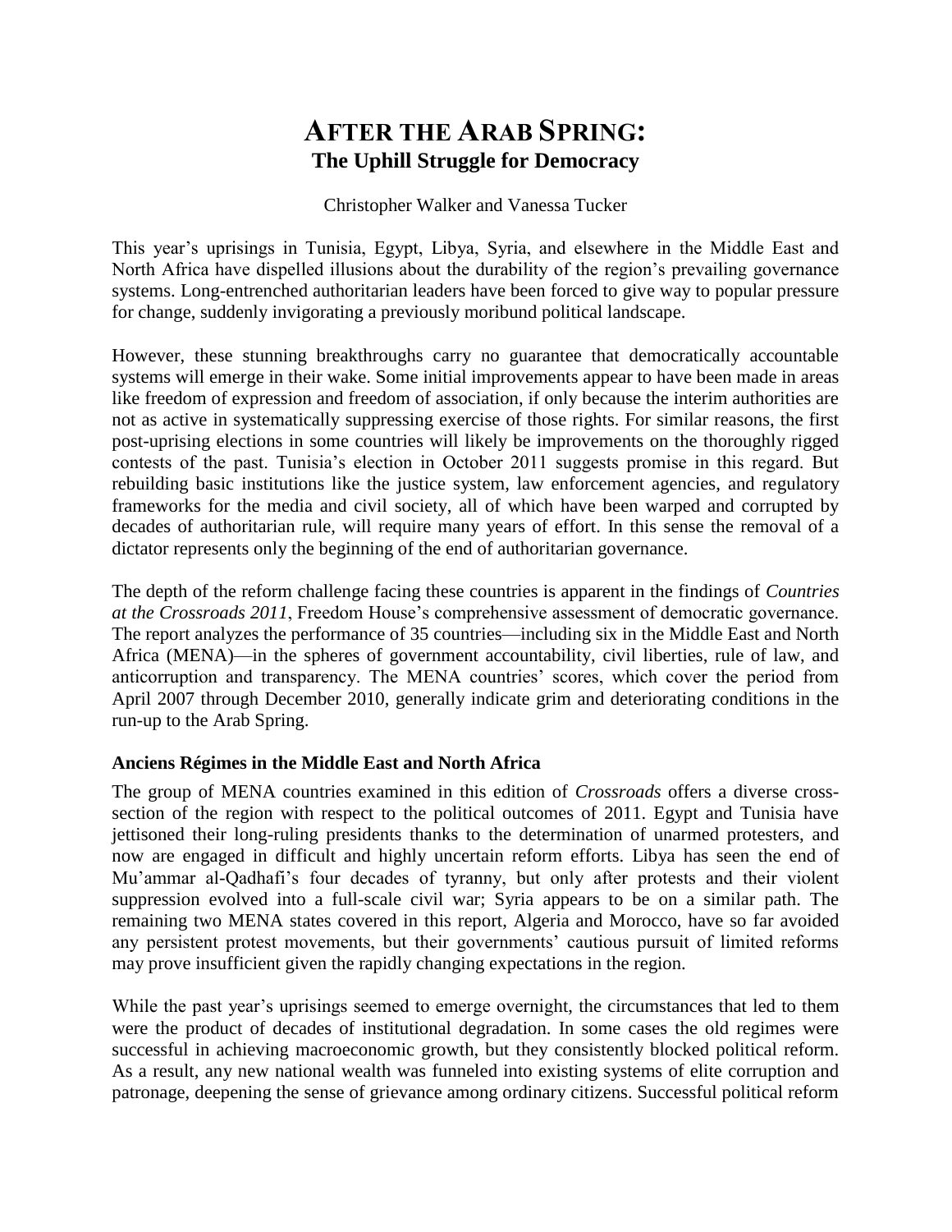# AFTER THE ARAB SPRING:
## The Uphill Struggle for Democracy

Christopher Walker and Vanessa Tucker

This year's uprisings in Tunisia, Egypt, Libya, Syria, and elsewhere in the Middle East and North Africa have dispelled illusions about the durability of the region's prevailing governance systems. Long-entrenched authoritarian leaders have been forced to give way to popular pressure for change, suddenly invigorating a previously moribund political landscape.

However, these stunning breakthroughs carry no guarantee that democratically accountable systems will emerge in their wake. Some initial improvements appear to have been made in areas like freedom of expression and freedom of association, if only because the interim authorities are not as active in systematically suppressing exercise of those rights. For similar reasons, the first post-uprising elections in some countries will likely be improvements on the thoroughly rigged contests of the past. Tunisia's election in October 2011 suggests promise in this regard. But rebuilding basic institutions like the justice system, law enforcement agencies, and regulatory frameworks for the media and civil society, all of which have been warped and corrupted by decades of authoritarian rule, will require many years of effort. In this sense the removal of a dictator represents only the beginning of the end of authoritarian governance.

The depth of the reform challenge facing these countries is apparent in the findings of *Countries at the Crossroads 2011*, Freedom House's comprehensive assessment of democratic governance. The report analyzes the performance of 35 countries—including six in the Middle East and North Africa (MENA)—in the spheres of government accountability, civil liberties, rule of law, and anticorruption and transparency. The MENA countries' scores, which cover the period from April 2007 through December 2010, generally indicate grim and deteriorating conditions in the run-up to the Arab Spring.

### Anciens Régimes in the Middle East and North Africa

The group of MENA countries examined in this edition of *Crossroads* offers a diverse cross-section of the region with respect to the political outcomes of 2011. Egypt and Tunisia have jettisoned their long-ruling presidents thanks to the determination of unarmed protesters, and now are engaged in difficult and highly uncertain reform efforts. Libya has seen the end of Mu'ammar al-Qadhafi's four decades of tyranny, but only after protests and their violent suppression evolved into a full-scale civil war; Syria appears to be on a similar path. The remaining two MENA states covered in this report, Algeria and Morocco, have so far avoided any persistent protest movements, but their governments' cautious pursuit of limited reforms may prove insufficient given the rapidly changing expectations in the region.

While the past year's uprisings seemed to emerge overnight, the circumstances that led to them were the product of decades of institutional degradation. In some cases the old regimes were successful in achieving macroeconomic growth, but they consistently blocked political reform. As a result, any new national wealth was funneled into existing systems of elite corruption and patronage, deepening the sense of grievance among ordinary citizens. Successful political reform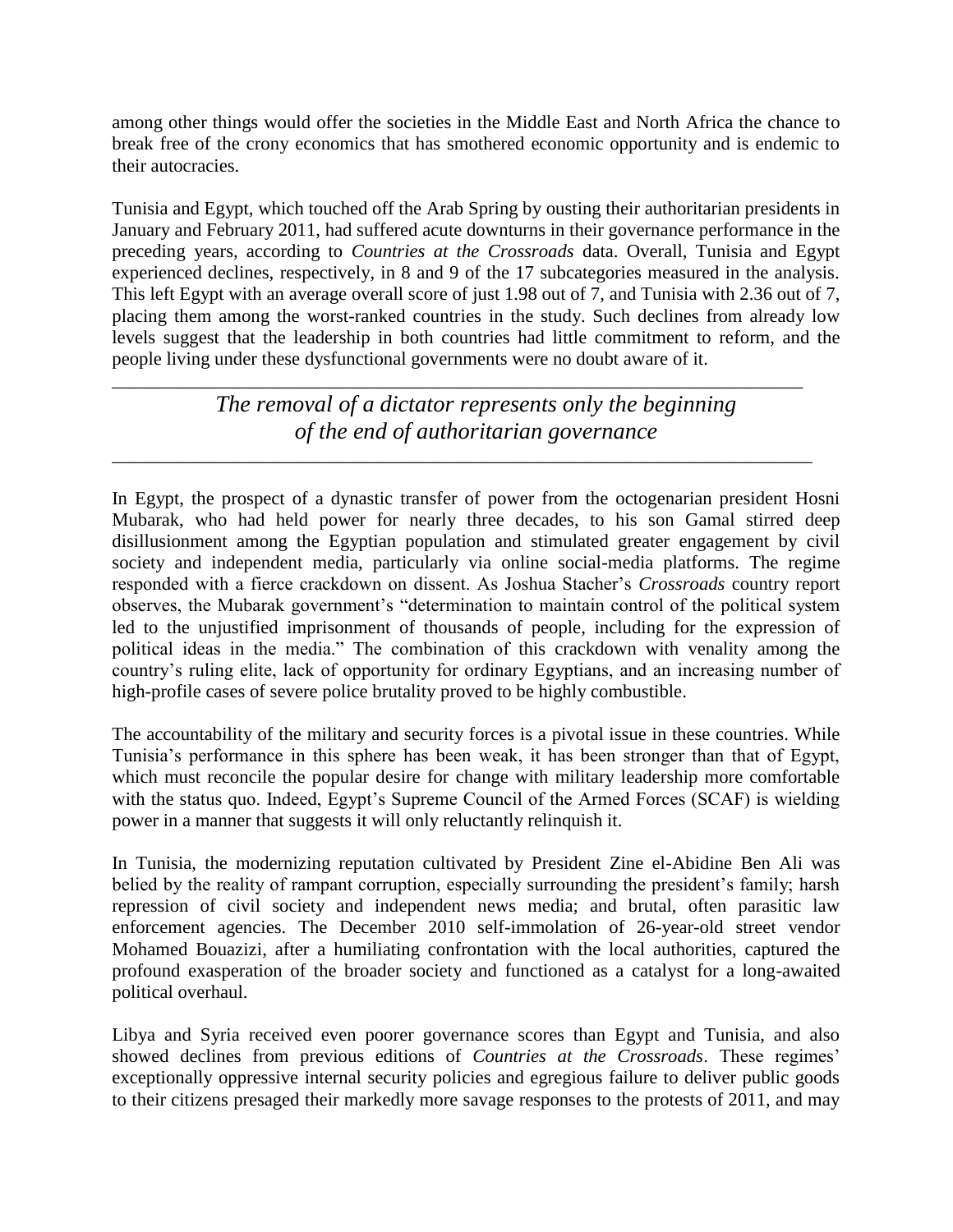among other things would offer the societies in the Middle East and North Africa the chance to break free of the crony economics that has smothered economic opportunity and is endemic to their autocracies.

Tunisia and Egypt, which touched off the Arab Spring by ousting their authoritarian presidents in January and February 2011, had suffered acute downturns in their governance performance in the preceding years, according to *Countries at the Crossroads* data. Overall, Tunisia and Egypt experienced declines, respectively, in 8 and 9 of the 17 subcategories measured in the analysis. This left Egypt with an average overall score of just 1.98 out of 7, and Tunisia with 2.36 out of 7, placing them among the worst-ranked countries in the study. Such declines from already low levels suggest that the leadership in both countries had little commitment to reform, and the people living under these dysfunctional governments were no doubt aware of it.

---

*The removal of a dictator represents only the beginning of the end of authoritarian governance*

---

In Egypt, the prospect of a dynastic transfer of power from the octogenarian president Hosni Mubarak, who had held power for nearly three decades, to his son Gamal stirred deep disillusionment among the Egyptian population and stimulated greater engagement by civil society and independent media, particularly via online social-media platforms. The regime responded with a fierce crackdown on dissent. As Joshua Stacher's *Crossroads* country report observes, the Mubarak government's "determination to maintain control of the political system led to the unjustified imprisonment of thousands of people, including for the expression of political ideas in the media." The combination of this crackdown with venality among the country's ruling elite, lack of opportunity for ordinary Egyptians, and an increasing number of high-profile cases of severe police brutality proved to be highly combustible.

The accountability of the military and security forces is a pivotal issue in these countries. While Tunisia's performance in this sphere has been weak, it has been stronger than that of Egypt, which must reconcile the popular desire for change with military leadership more comfortable with the status quo. Indeed, Egypt's Supreme Council of the Armed Forces (SCAF) is wielding power in a manner that suggests it will only reluctantly relinquish it.

In Tunisia, the modernizing reputation cultivated by President Zine el-Abidine Ben Ali was belied by the reality of rampant corruption, especially surrounding the president's family; harsh repression of civil society and independent news media; and brutal, often parasitic law enforcement agencies. The December 2010 self-immolation of 26-year-old street vendor Mohamed Bouazizi, after a humiliating confrontation with the local authorities, captured the profound exasperation of the broader society and functioned as a catalyst for a long-awaited political overhaul.

Libya and Syria received even poorer governance scores than Egypt and Tunisia, and also showed declines from previous editions of *Countries at the Crossroads*. These regimes' exceptionally oppressive internal security policies and egregious failure to deliver public goods to their citizens presaged their markedly more savage responses to the protests of 2011, and may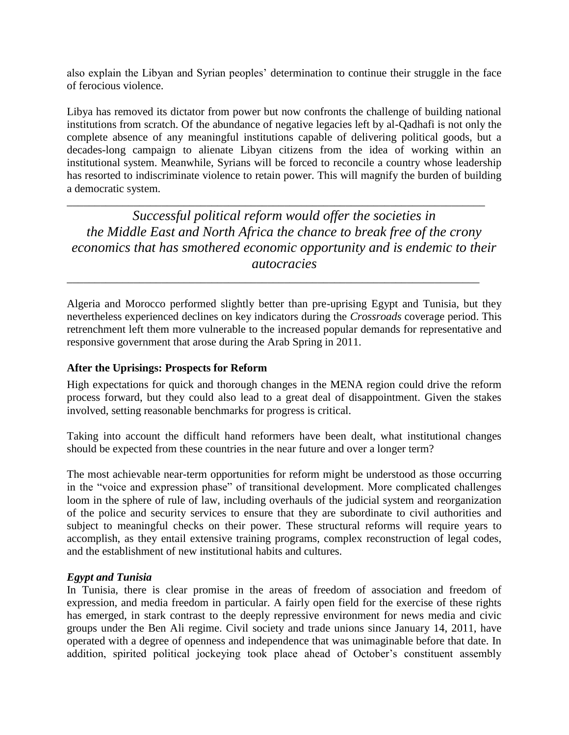also explain the Libyan and Syrian peoples' determination to continue their struggle in the face of ferocious violence.

Libya has removed its dictator from power but now confronts the challenge of building national institutions from scratch. Of the abundance of negative legacies left by al-Qadhafi is not only the complete absence of any meaningful institutions capable of delivering political goods, but a decades-long campaign to alienate Libyan citizens from the idea of working within an institutional system. Meanwhile, Syrians will be forced to reconcile a country whose leadership has resorted to indiscriminate violence to retain power. This will magnify the burden of building a democratic system.

---

*Successful political reform would offer the societies in the Middle East and North Africa the chance to break free of the crony economics that has smothered economic opportunity and is endemic to their autocracies*

---

Algeria and Morocco performed slightly better than pre-uprising Egypt and Tunisia, but they nevertheless experienced declines on key indicators during the *Crossroads* coverage period. This retrenchment left them more vulnerable to the increased popular demands for representative and responsive government that arose during the Arab Spring in 2011.

### After the Uprisings: Prospects for Reform

High expectations for quick and thorough changes in the MENA region could drive the reform process forward, but they could also lead to a great deal of disappointment. Given the stakes involved, setting reasonable benchmarks for progress is critical.

Taking into account the difficult hand reformers have been dealt, what institutional changes should be expected from these countries in the near future and over a longer term?

The most achievable near-term opportunities for reform might be understood as those occurring in the "voice and expression phase" of transitional development. More complicated challenges loom in the sphere of rule of law, including overhauls of the judicial system and reorganization of the police and security services to ensure that they are subordinate to civil authorities and subject to meaningful checks on their power. These structural reforms will require years to accomplish, as they entail extensive training programs, complex reconstruction of legal codes, and the establishment of new institutional habits and cultures.

#### *Egypt and Tunisia*

In Tunisia, there is clear promise in the areas of freedom of association and freedom of expression, and media freedom in particular. A fairly open field for the exercise of these rights has emerged, in stark contrast to the deeply repressive environment for news media and civic groups under the Ben Ali regime. Civil society and trade unions since January 14, 2011, have operated with a degree of openness and independence that was unimaginable before that date. In addition, spirited political jockeying took place ahead of October's constituent assembly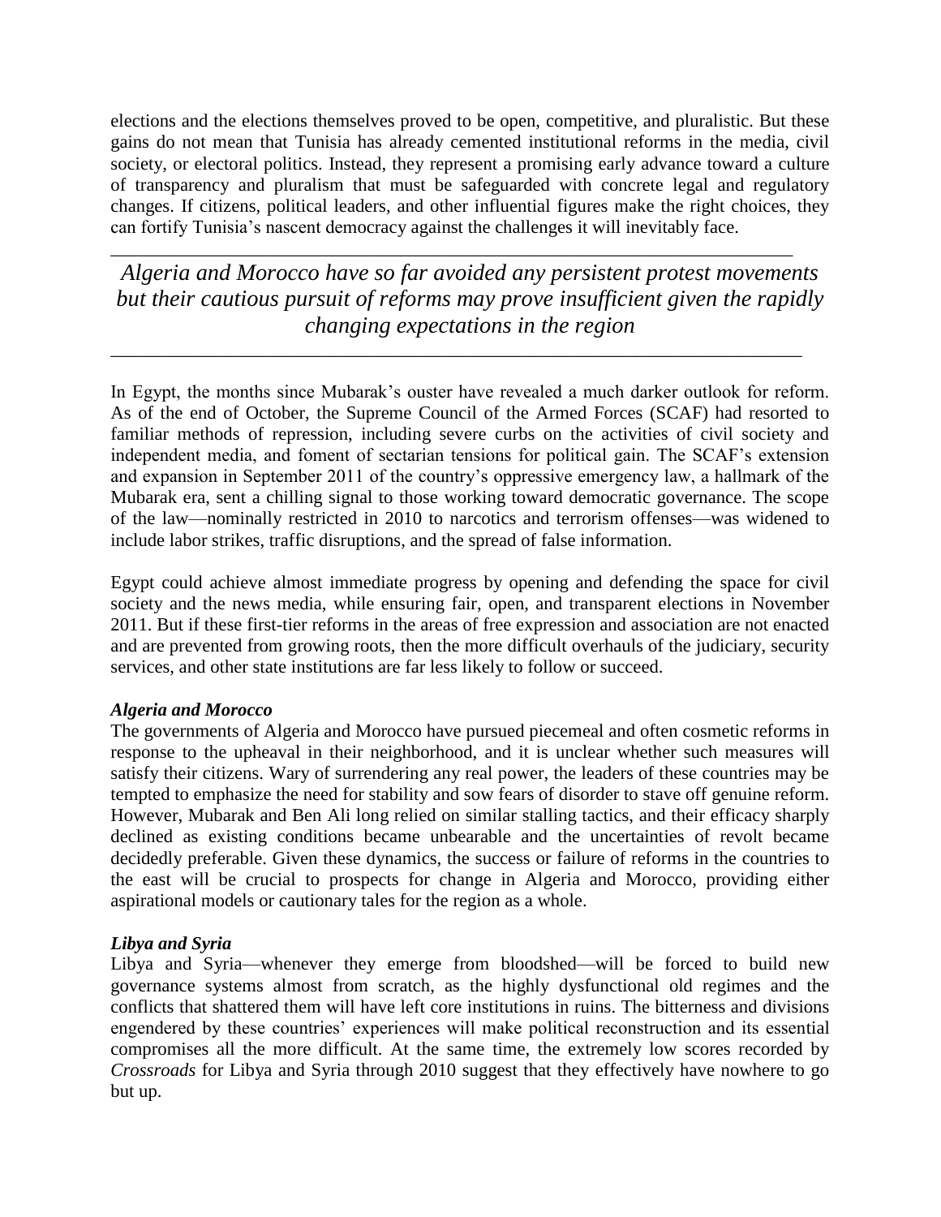elections and the elections themselves proved to be open, competitive, and pluralistic. But these gains do not mean that Tunisia has already cemented institutional reforms in the media, civil society, or electoral politics. Instead, they represent a promising early advance toward a culture of transparency and pluralism that must be safeguarded with concrete legal and regulatory changes. If citizens, political leaders, and other influential figures make the right choices, they can fortify Tunisia's nascent democracy against the challenges it will inevitably face.

---

*Algeria and Morocco have so far avoided any persistent protest movements but their cautious pursuit of reforms may prove insufficient given the rapidly changing expectations in the region*

---

In Egypt, the months since Mubarak's ouster have revealed a much darker outlook for reform. As of the end of October, the Supreme Council of the Armed Forces (SCAF) had resorted to familiar methods of repression, including severe curbs on the activities of civil society and independent media, and foment of sectarian tensions for political gain. The SCAF's extension and expansion in September 2011 of the country's oppressive emergency law, a hallmark of the Mubarak era, sent a chilling signal to those working toward democratic governance. The scope of the law—nominally restricted in 2010 to narcotics and terrorism offenses—was widened to include labor strikes, traffic disruptions, and the spread of false information.

Egypt could achieve almost immediate progress by opening and defending the space for civil society and the news media, while ensuring fair, open, and transparent elections in November 2011. But if these first-tier reforms in the areas of free expression and association are not enacted and are prevented from growing roots, then the more difficult overhauls of the judiciary, security services, and other state institutions are far less likely to follow or succeed.

***Algeria and Morocco***

The governments of Algeria and Morocco have pursued piecemeal and often cosmetic reforms in response to the upheaval in their neighborhood, and it is unclear whether such measures will satisfy their citizens. Wary of surrendering any real power, the leaders of these countries may be tempted to emphasize the need for stability and sow fears of disorder to stave off genuine reform. However, Mubarak and Ben Ali long relied on similar stalling tactics, and their efficacy sharply declined as existing conditions became unbearable and the uncertainties of revolt became decidedly preferable. Given these dynamics, the success or failure of reforms in the countries to the east will be crucial to prospects for change in Algeria and Morocco, providing either aspirational models or cautionary tales for the region as a whole.

***Libya and Syria***

Libya and Syria—whenever they emerge from bloodshed—will be forced to build new governance systems almost from scratch, as the highly dysfunctional old regimes and the conflicts that shattered them will have left core institutions in ruins. The bitterness and divisions engendered by these countries' experiences will make political reconstruction and its essential compromises all the more difficult. At the same time, the extremely low scores recorded by *Crossroads* for Libya and Syria through 2010 suggest that they effectively have nowhere to go but up.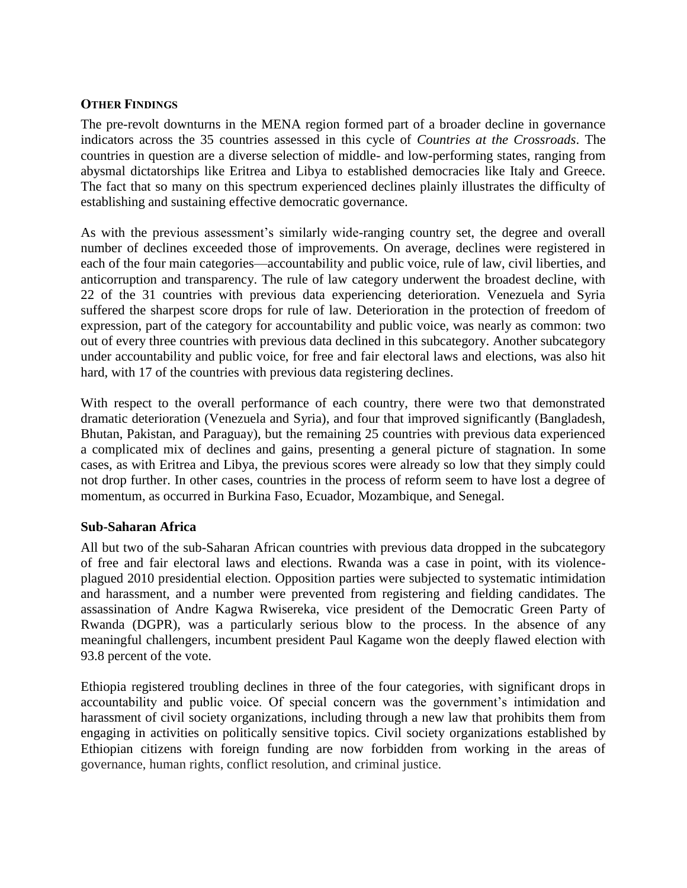## Other Findings

The pre-revolt downturns in the MENA region formed part of a broader decline in governance indicators across the 35 countries assessed in this cycle of *Countries at the Crossroads*. The countries in question are a diverse selection of middle- and low-performing states, ranging from abysmal dictatorships like Eritrea and Libya to established democracies like Italy and Greece. The fact that so many on this spectrum experienced declines plainly illustrates the difficulty of establishing and sustaining effective democratic governance.

As with the previous assessment's similarly wide-ranging country set, the degree and overall number of declines exceeded those of improvements. On average, declines were registered in each of the four main categories—accountability and public voice, rule of law, civil liberties, and anticorruption and transparency. The rule of law category underwent the broadest decline, with 22 of the 31 countries with previous data experiencing deterioration. Venezuela and Syria suffered the sharpest score drops for rule of law. Deterioration in the protection of freedom of expression, part of the category for accountability and public voice, was nearly as common: two out of every three countries with previous data declined in this subcategory. Another subcategory under accountability and public voice, for free and fair electoral laws and elections, was also hit hard, with 17 of the countries with previous data registering declines.

With respect to the overall performance of each country, there were two that demonstrated dramatic deterioration (Venezuela and Syria), and four that improved significantly (Bangladesh, Bhutan, Pakistan, and Paraguay), but the remaining 25 countries with previous data experienced a complicated mix of declines and gains, presenting a general picture of stagnation. In some cases, as with Eritrea and Libya, the previous scores were already so low that they simply could not drop further. In other cases, countries in the process of reform seem to have lost a degree of momentum, as occurred in Burkina Faso, Ecuador, Mozambique, and Senegal.

### Sub-Saharan Africa

All but two of the sub-Saharan African countries with previous data dropped in the subcategory of free and fair electoral laws and elections. Rwanda was a case in point, with its violence-plagued 2010 presidential election. Opposition parties were subjected to systematic intimidation and harassment, and a number were prevented from registering and fielding candidates. The assassination of Andre Kagwa Rwisereka, vice president of the Democratic Green Party of Rwanda (DGPR), was a particularly serious blow to the process. In the absence of any meaningful challengers, incumbent president Paul Kagame won the deeply flawed election with 93.8 percent of the vote.

Ethiopia registered troubling declines in three of the four categories, with significant drops in accountability and public voice. Of special concern was the government's intimidation and harassment of civil society organizations, including through a new law that prohibits them from engaging in activities on politically sensitive topics. Civil society organizations established by Ethiopian citizens with foreign funding are now forbidden from working in the areas of governance, human rights, conflict resolution, and criminal justice.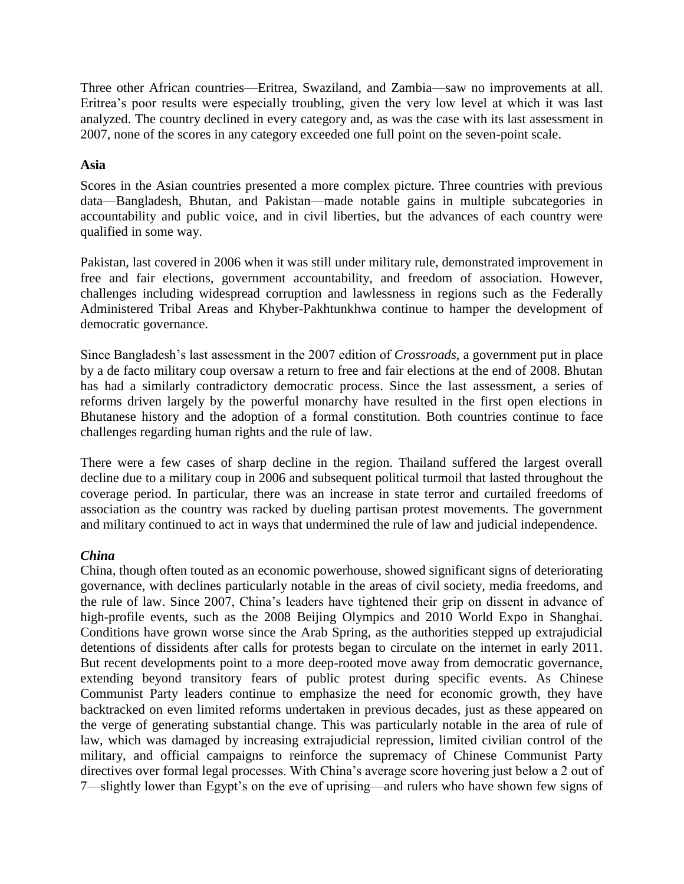Three other African countries—Eritrea, Swaziland, and Zambia—saw no improvements at all. Eritrea's poor results were especially troubling, given the very low level at which it was last analyzed. The country declined in every category and, as was the case with its last assessment in 2007, none of the scores in any category exceeded one full point on the seven-point scale.

### Asia

Scores in the Asian countries presented a more complex picture. Three countries with previous data—Bangladesh, Bhutan, and Pakistan—made notable gains in multiple subcategories in accountability and public voice, and in civil liberties, but the advances of each country were qualified in some way.

Pakistan, last covered in 2006 when it was still under military rule, demonstrated improvement in free and fair elections, government accountability, and freedom of association. However, challenges including widespread corruption and lawlessness in regions such as the Federally Administered Tribal Areas and Khyber-Pakhtunkhwa continue to hamper the development of democratic governance.

Since Bangladesh's last assessment in the 2007 edition of *Crossroads*, a government put in place by a de facto military coup oversaw a return to free and fair elections at the end of 2008. Bhutan has had a similarly contradictory democratic process. Since the last assessment, a series of reforms driven largely by the powerful monarchy have resulted in the first open elections in Bhutanese history and the adoption of a formal constitution. Both countries continue to face challenges regarding human rights and the rule of law.

There were a few cases of sharp decline in the region. Thailand suffered the largest overall decline due to a military coup in 2006 and subsequent political turmoil that lasted throughout the coverage period. In particular, there was an increase in state terror and curtailed freedoms of association as the country was racked by dueling partisan protest movements. The government and military continued to act in ways that undermined the rule of law and judicial independence.

#### *China*

China, though often touted as an economic powerhouse, showed significant signs of deteriorating governance, with declines particularly notable in the areas of civil society, media freedoms, and the rule of law. Since 2007, China's leaders have tightened their grip on dissent in advance of high-profile events, such as the 2008 Beijing Olympics and 2010 World Expo in Shanghai. Conditions have grown worse since the Arab Spring, as the authorities stepped up extrajudicial detentions of dissidents after calls for protests began to circulate on the internet in early 2011. But recent developments point to a more deep-rooted move away from democratic governance, extending beyond transitory fears of public protest during specific events. As Chinese Communist Party leaders continue to emphasize the need for economic growth, they have backtracked on even limited reforms undertaken in previous decades, just as these appeared on the verge of generating substantial change. This was particularly notable in the area of rule of law, which was damaged by increasing extrajudicial repression, limited civilian control of the military, and official campaigns to reinforce the supremacy of Chinese Communist Party directives over formal legal processes. With China's average score hovering just below a 2 out of 7—slightly lower than Egypt's on the eve of uprising—and rulers who have shown few signs of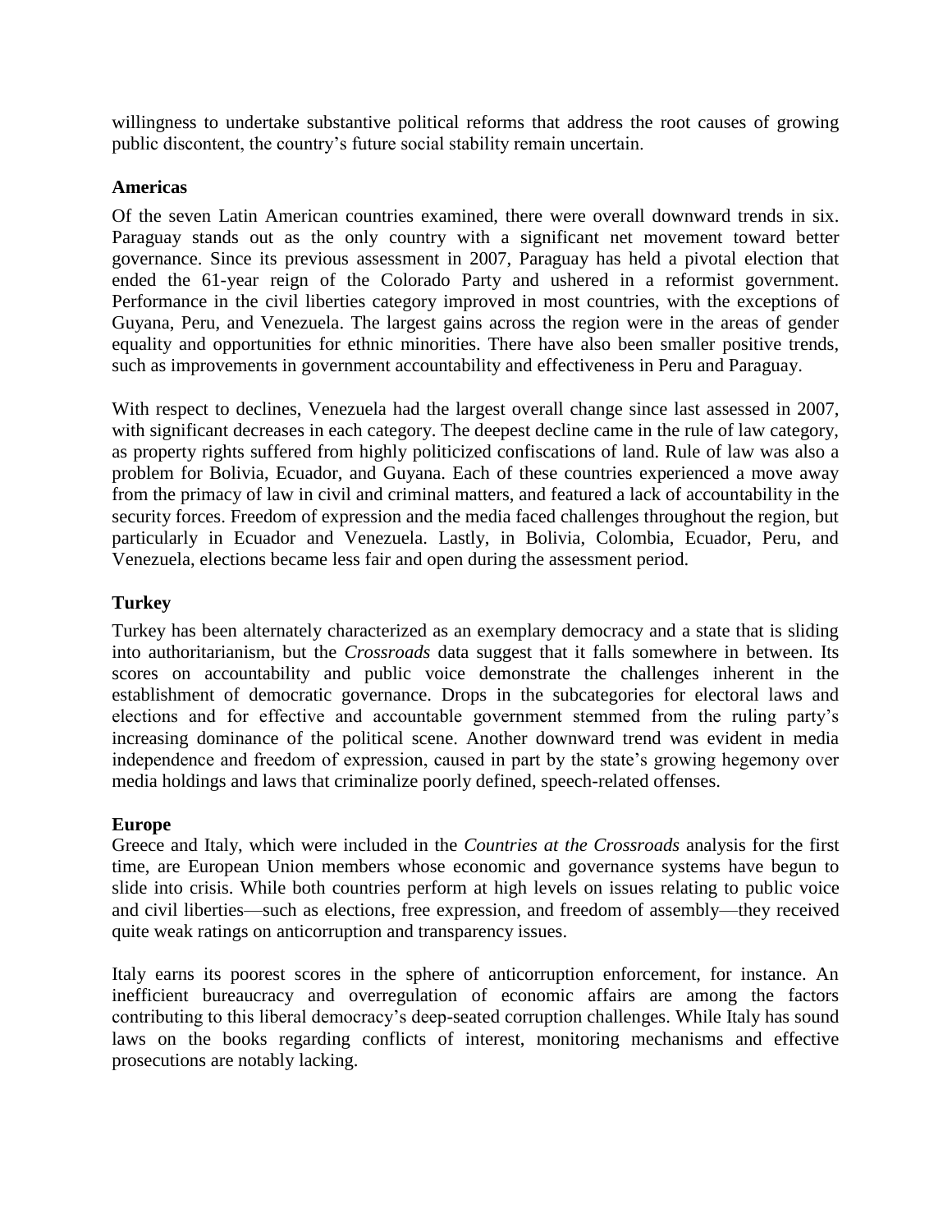willingness to undertake substantive political reforms that address the root causes of growing public discontent, the country's future social stability remain uncertain.

## Americas

Of the seven Latin American countries examined, there were overall downward trends in six. Paraguay stands out as the only country with a significant net movement toward better governance. Since its previous assessment in 2007, Paraguay has held a pivotal election that ended the 61-year reign of the Colorado Party and ushered in a reformist government. Performance in the civil liberties category improved in most countries, with the exceptions of Guyana, Peru, and Venezuela. The largest gains across the region were in the areas of gender equality and opportunities for ethnic minorities. There have also been smaller positive trends, such as improvements in government accountability and effectiveness in Peru and Paraguay.

With respect to declines, Venezuela had the largest overall change since last assessed in 2007, with significant decreases in each category. The deepest decline came in the rule of law category, as property rights suffered from highly politicized confiscations of land. Rule of law was also a problem for Bolivia, Ecuador, and Guyana. Each of these countries experienced a move away from the primacy of law in civil and criminal matters, and featured a lack of accountability in the security forces. Freedom of expression and the media faced challenges throughout the region, but particularly in Ecuador and Venezuela. Lastly, in Bolivia, Colombia, Ecuador, Peru, and Venezuela, elections became less fair and open during the assessment period.

## Turkey

Turkey has been alternately characterized as an exemplary democracy and a state that is sliding into authoritarianism, but the *Crossroads* data suggest that it falls somewhere in between. Its scores on accountability and public voice demonstrate the challenges inherent in the establishment of democratic governance. Drops in the subcategories for electoral laws and elections and for effective and accountable government stemmed from the ruling party's increasing dominance of the political scene. Another downward trend was evident in media independence and freedom of expression, caused in part by the state's growing hegemony over media holdings and laws that criminalize poorly defined, speech-related offenses.

## Europe

Greece and Italy, which were included in the *Countries at the Crossroads* analysis for the first time, are European Union members whose economic and governance systems have begun to slide into crisis. While both countries perform at high levels on issues relating to public voice and civil liberties—such as elections, free expression, and freedom of assembly—they received quite weak ratings on anticorruption and transparency issues.

Italy earns its poorest scores in the sphere of anticorruption enforcement, for instance. An inefficient bureaucracy and overregulation of economic affairs are among the factors contributing to this liberal democracy's deep-seated corruption challenges. While Italy has sound laws on the books regarding conflicts of interest, monitoring mechanisms and effective prosecutions are notably lacking.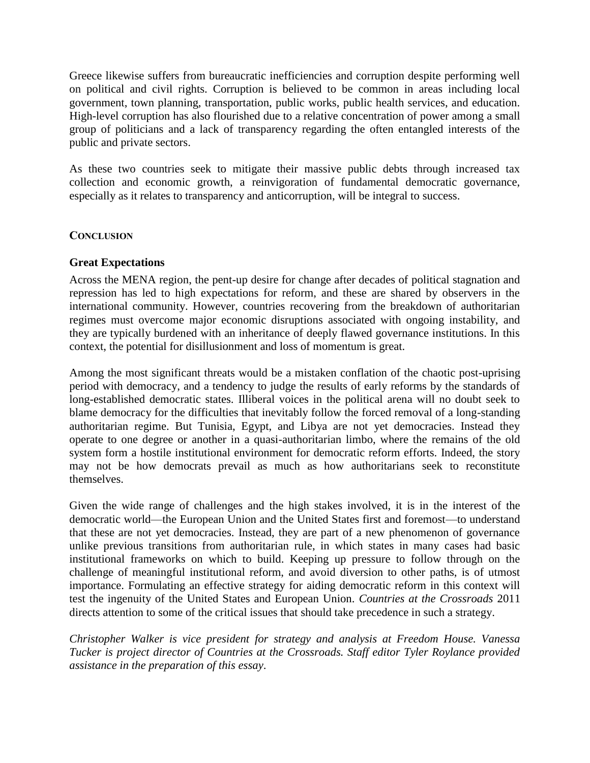Greece likewise suffers from bureaucratic inefficiencies and corruption despite performing well on political and civil rights. Corruption is believed to be common in areas including local government, town planning, transportation, public works, public health services, and education. High-level corruption has also flourished due to a relative concentration of power among a small group of politicians and a lack of transparency regarding the often entangled interests of the public and private sectors.

As these two countries seek to mitigate their massive public debts through increased tax collection and economic growth, a reinvigoration of fundamental democratic governance, especially as it relates to transparency and anticorruption, will be integral to success.

## CONCLUSION

### Great Expectations

Across the MENA region, the pent-up desire for change after decades of political stagnation and repression has led to high expectations for reform, and these are shared by observers in the international community. However, countries recovering from the breakdown of authoritarian regimes must overcome major economic disruptions associated with ongoing instability, and they are typically burdened with an inheritance of deeply flawed governance institutions. In this context, the potential for disillusionment and loss of momentum is great.

Among the most significant threats would be a mistaken conflation of the chaotic post-uprising period with democracy, and a tendency to judge the results of early reforms by the standards of long-established democratic states. Illiberal voices in the political arena will no doubt seek to blame democracy for the difficulties that inevitably follow the forced removal of a long-standing authoritarian regime. But Tunisia, Egypt, and Libya are not yet democracies. Instead they operate to one degree or another in a quasi-authoritarian limbo, where the remains of the old system form a hostile institutional environment for democratic reform efforts. Indeed, the story may not be how democrats prevail as much as how authoritarians seek to reconstitute themselves.

Given the wide range of challenges and the high stakes involved, it is in the interest of the democratic world—the European Union and the United States first and foremost—to understand that these are not yet democracies. Instead, they are part of a new phenomenon of governance unlike previous transitions from authoritarian rule, in which states in many cases had basic institutional frameworks on which to build. Keeping up pressure to follow through on the challenge of meaningful institutional reform, and avoid diversion to other paths, is of utmost importance. Formulating an effective strategy for aiding democratic reform in this context will test the ingenuity of the United States and European Union. *Countries at the Crossroads* 2011 directs attention to some of the critical issues that should take precedence in such a strategy.

*Christopher Walker is vice president for strategy and analysis at Freedom House. Vanessa Tucker is project director of Countries at the Crossroads. Staff editor Tyler Roylance provided assistance in the preparation of this essay.*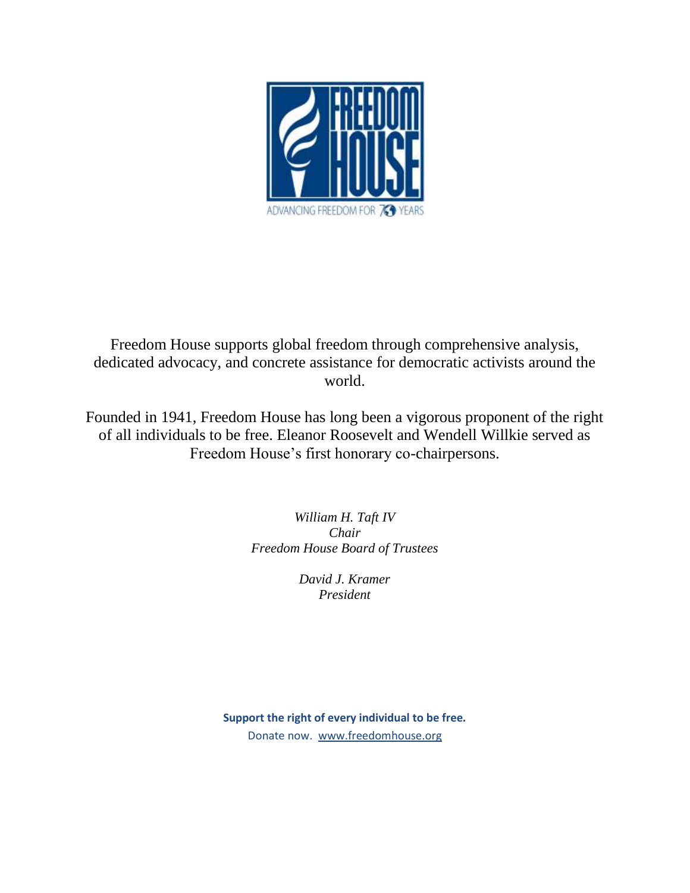Freedom House supports global freedom through comprehensive analysis, dedicated advocacy, and concrete assistance for democratic activists around the world.

Founded in 1941, Freedom House has long been a vigorous proponent of the right of all individuals to be free. Eleanor Roosevelt and Wendell Willkie served as Freedom House's first honorary co-chairpersons.

*William H. Taft IV*
*Chair*
*Freedom House Board of Trustees*

*David J. Kramer*
*President*

**Support the right of every individual to be free.**
Donate now. www.freedomhouse.org